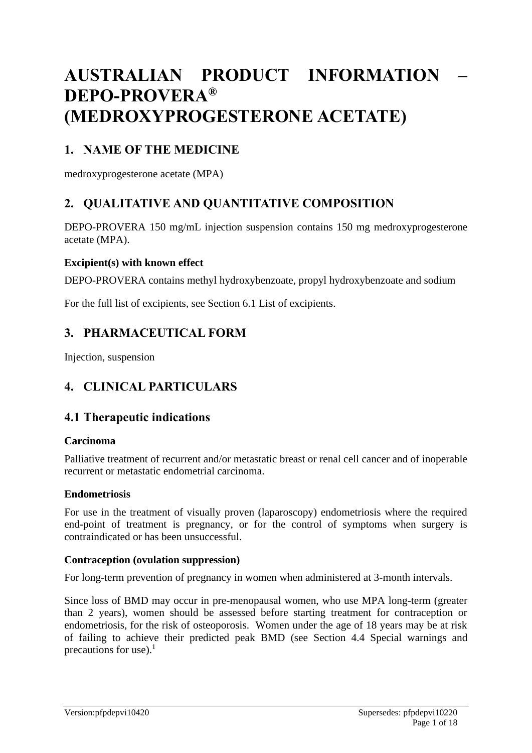# AUSTRALIAN PRODUCT INFORMATION – DEPO-PROVERA® (MEDROXYPROGESTERONE ACETATE)

## 1. NAME OF THE MEDICINE

medroxyprogesterone acetate (MPA)

## 2. QUALITATIVE AND QUANTITATIVE COMPOSITION

DEPO-PROVERA 150 mg/mL injection suspension contains 150 mg medroxyprogesterone acetate (MPA).

**Excipient(s) with known effect**

DEPO-PROVERA contains methyl hydroxybenzoate, propyl hydroxybenzoate and sodium

For the full list of excipients, see Section 6.1 List of excipients.

## 3. PHARMACEUTICAL FORM

Injection, suspension

## 4. CLINICAL PARTICULARS

### 4.1 Therapeutic indications

**Carcinoma**

Palliative treatment of recurrent and/or metastatic breast or renal cell cancer and of inoperable recurrent or metastatic endometrial carcinoma.

**Endometriosis**

For use in the treatment of visually proven (laparoscopy) endometriosis where the required end-point of treatment is pregnancy, or for the control of symptoms when surgery is contraindicated or has been unsuccessful.

**Contraception (ovulation suppression)**

For long-term prevention of pregnancy in women when administered at 3-month intervals.

Since loss of BMD may occur in pre-menopausal women, who use MPA long-term (greater than 2 years), women should be assessed before starting treatment for contraception or endometriosis, for the risk of osteoporosis. Women under the age of 18 years may be at risk of failing to achieve their predicted peak BMD (see Section 4.4 Special warnings and precautions for use).[1]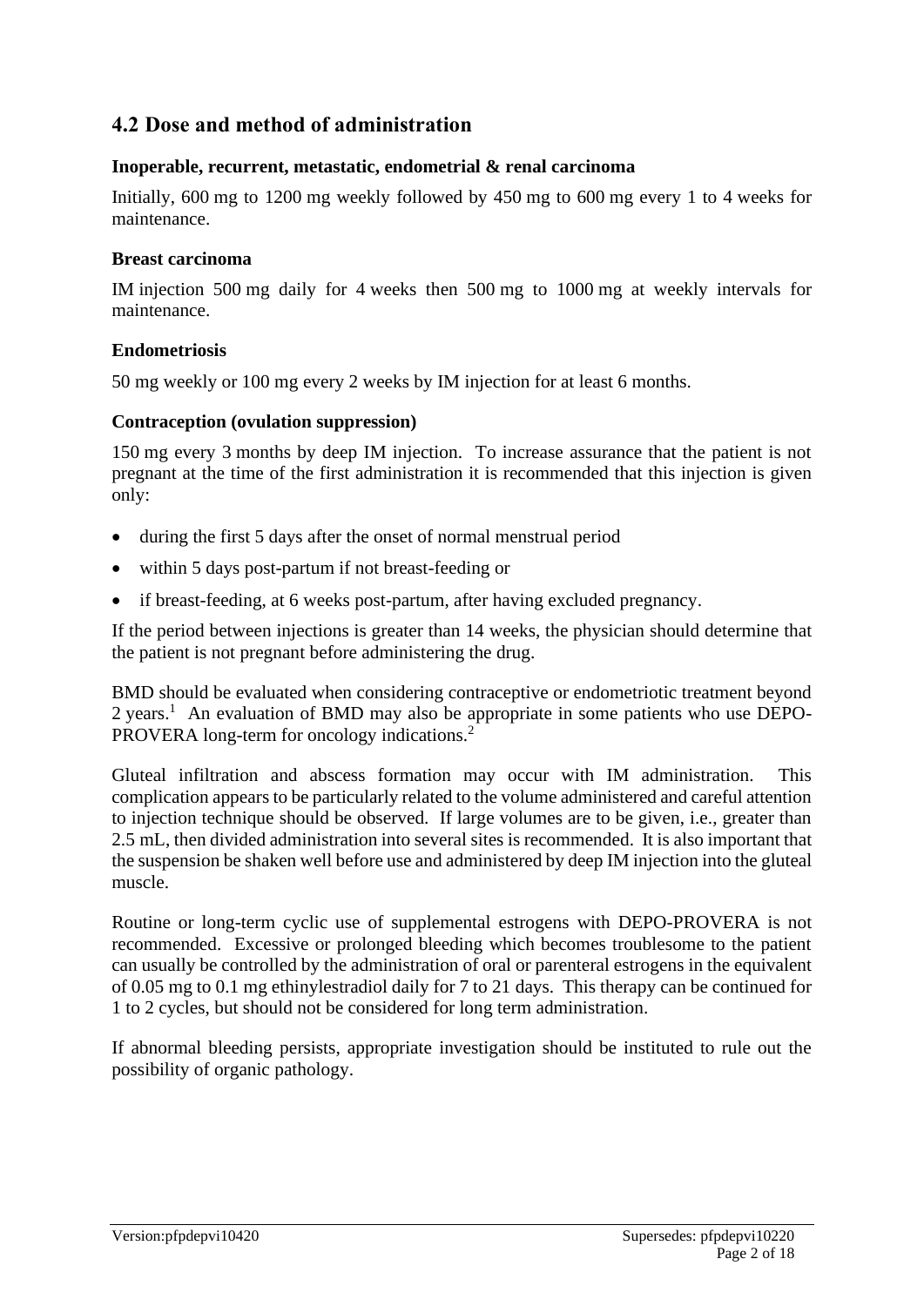## 4.2 Dose and method of administration

### Inoperable, recurrent, metastatic, endometrial & renal carcinoma

Initially, 600 mg to 1200 mg weekly followed by 450 mg to 600 mg every 1 to 4 weeks for maintenance.

### Breast carcinoma

IM injection 500 mg daily for 4 weeks then 500 mg to 1000 mg at weekly intervals for maintenance.

### Endometriosis

50 mg weekly or 100 mg every 2 weeks by IM injection for at least 6 months.

### Contraception (ovulation suppression)

150 mg every 3 months by deep IM injection. To increase assurance that the patient is not pregnant at the time of the first administration it is recommended that this injection is given only:

- during the first 5 days after the onset of normal menstrual period
- within 5 days post-partum if not breast-feeding or
- if breast-feeding, at 6 weeks post-partum, after having excluded pregnancy.

If the period between injections is greater than 14 weeks, the physician should determine that the patient is not pregnant before administering the drug.

BMD should be evaluated when considering contraceptive or endometriotic treatment beyond 2 years.[1] An evaluation of BMD may also be appropriate in some patients who use DEPO-PROVERA long-term for oncology indications.[2]

Gluteal infiltration and abscess formation may occur with IM administration. This complication appears to be particularly related to the volume administered and careful attention to injection technique should be observed. If large volumes are to be given, i.e., greater than 2.5 mL, then divided administration into several sites is recommended. It is also important that the suspension be shaken well before use and administered by deep IM injection into the gluteal muscle.

Routine or long-term cyclic use of supplemental estrogens with DEPO-PROVERA is not recommended. Excessive or prolonged bleeding which becomes troublesome to the patient can usually be controlled by the administration of oral or parenteral estrogens in the equivalent of 0.05 mg to 0.1 mg ethinylestradiol daily for 7 to 21 days. This therapy can be continued for 1 to 2 cycles, but should not be considered for long term administration.

If abnormal bleeding persists, appropriate investigation should be instituted to rule out the possibility of organic pathology.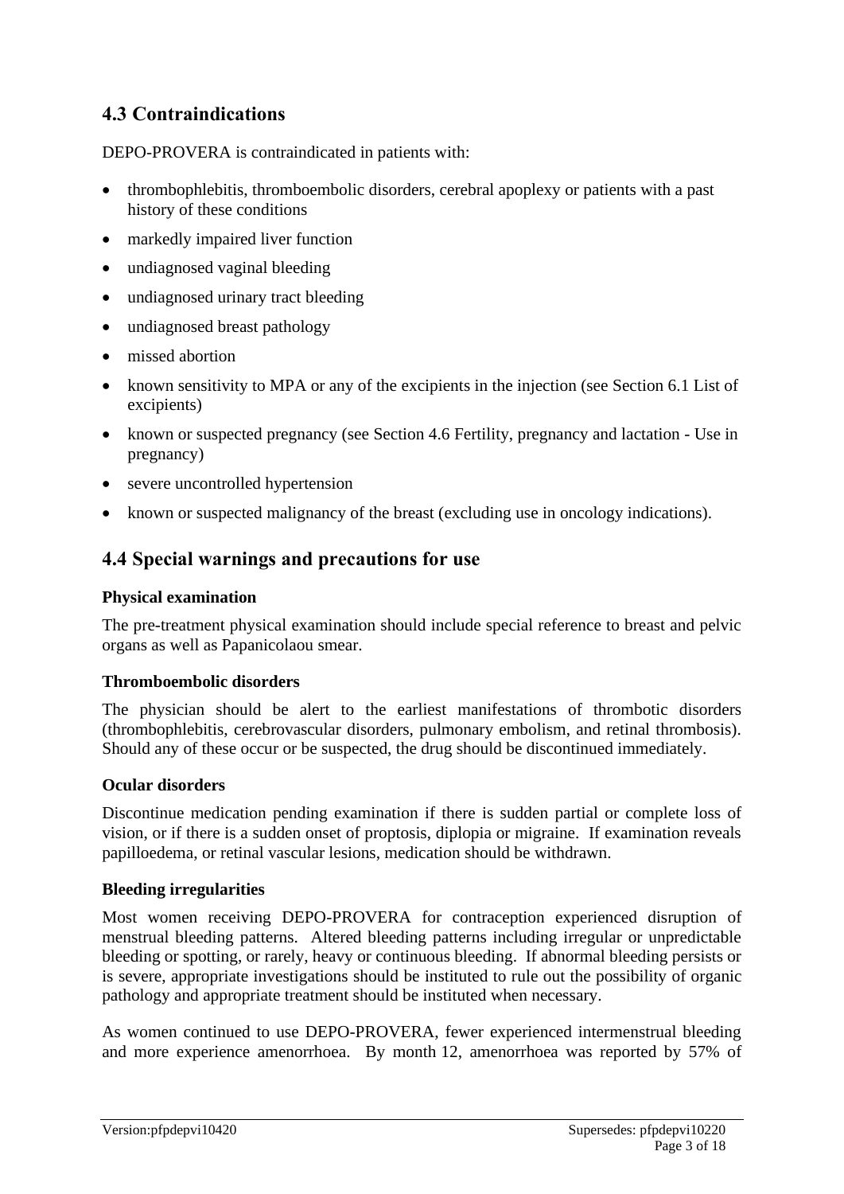## 4.3 Contraindications

DEPO-PROVERA is contraindicated in patients with:

- thrombophlebitis, thromboembolic disorders, cerebral apoplexy or patients with a past history of these conditions
- markedly impaired liver function
- undiagnosed vaginal bleeding
- undiagnosed urinary tract bleeding
- undiagnosed breast pathology
- missed abortion
- known sensitivity to MPA or any of the excipients in the injection (see Section 6.1 List of excipients)
- known or suspected pregnancy (see Section 4.6 Fertility, pregnancy and lactation - Use in pregnancy)
- severe uncontrolled hypertension
- known or suspected malignancy of the breast (excluding use in oncology indications).

## 4.4 Special warnings and precautions for use

**Physical examination**

The pre-treatment physical examination should include special reference to breast and pelvic organs as well as Papanicolaou smear.

**Thromboembolic disorders**

The physician should be alert to the earliest manifestations of thrombotic disorders (thrombophlebitis, cerebrovascular disorders, pulmonary embolism, and retinal thrombosis). Should any of these occur or be suspected, the drug should be discontinued immediately.

**Ocular disorders**

Discontinue medication pending examination if there is sudden partial or complete loss of vision, or if there is a sudden onset of proptosis, diplopia or migraine. If examination reveals papilloedema, or retinal vascular lesions, medication should be withdrawn.

**Bleeding irregularities**

Most women receiving DEPO-PROVERA for contraception experienced disruption of menstrual bleeding patterns. Altered bleeding patterns including irregular or unpredictable bleeding or spotting, or rarely, heavy or continuous bleeding. If abnormal bleeding persists or is severe, appropriate investigations should be instituted to rule out the possibility of organic pathology and appropriate treatment should be instituted when necessary.

As women continued to use DEPO-PROVERA, fewer experienced intermenstrual bleeding and more experience amenorrhoea. By month 12, amenorrhoea was reported by 57% of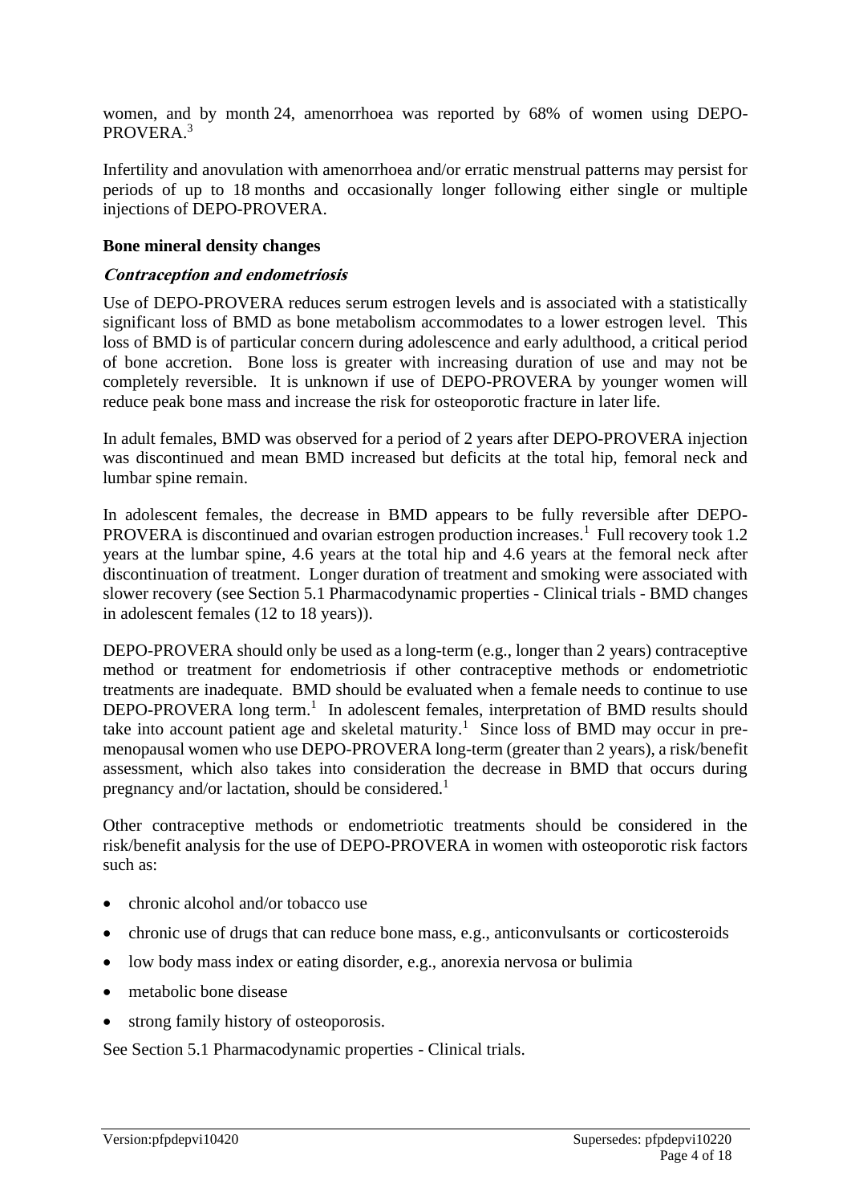women, and by month 24, amenorrhoea was reported by 68% of women using DEPO-PROVERA.[3]

Infertility and anovulation with amenorrhoea and/or erratic menstrual patterns may persist for periods of up to 18 months and occasionally longer following either single or multiple injections of DEPO-PROVERA.

**Bone mineral density changes**

***Contraception and endometriosis***

Use of DEPO-PROVERA reduces serum estrogen levels and is associated with a statistically significant loss of BMD as bone metabolism accommodates to a lower estrogen level. This loss of BMD is of particular concern during adolescence and early adulthood, a critical period of bone accretion. Bone loss is greater with increasing duration of use and may not be completely reversible. It is unknown if use of DEPO-PROVERA by younger women will reduce peak bone mass and increase the risk for osteoporotic fracture in later life.

In adult females, BMD was observed for a period of 2 years after DEPO-PROVERA injection was discontinued and mean BMD increased but deficits at the total hip, femoral neck and lumbar spine remain.

In adolescent females, the decrease in BMD appears to be fully reversible after DEPO-PROVERA is discontinued and ovarian estrogen production increases.[1] Full recovery took 1.2 years at the lumbar spine, 4.6 years at the total hip and 4.6 years at the femoral neck after discontinuation of treatment. Longer duration of treatment and smoking were associated with slower recovery (see Section 5.1 Pharmacodynamic properties - Clinical trials - BMD changes in adolescent females (12 to 18 years)).

DEPO-PROVERA should only be used as a long-term (e.g., longer than 2 years) contraceptive method or treatment for endometriosis if other contraceptive methods or endometriotic treatments are inadequate. BMD should be evaluated when a female needs to continue to use DEPO-PROVERA long term.[1] In adolescent females, interpretation of BMD results should take into account patient age and skeletal maturity.[1] Since loss of BMD may occur in pre-menopausal women who use DEPO-PROVERA long-term (greater than 2 years), a risk/benefit assessment, which also takes into consideration the decrease in BMD that occurs during pregnancy and/or lactation, should be considered.[1]

Other contraceptive methods or endometriotic treatments should be considered in the risk/benefit analysis for the use of DEPO-PROVERA in women with osteoporotic risk factors such as:

- chronic alcohol and/or tobacco use
- chronic use of drugs that can reduce bone mass, e.g., anticonvulsants or corticosteroids
- low body mass index or eating disorder, e.g., anorexia nervosa or bulimia
- metabolic bone disease
- strong family history of osteoporosis.

See Section 5.1 Pharmacodynamic properties - Clinical trials.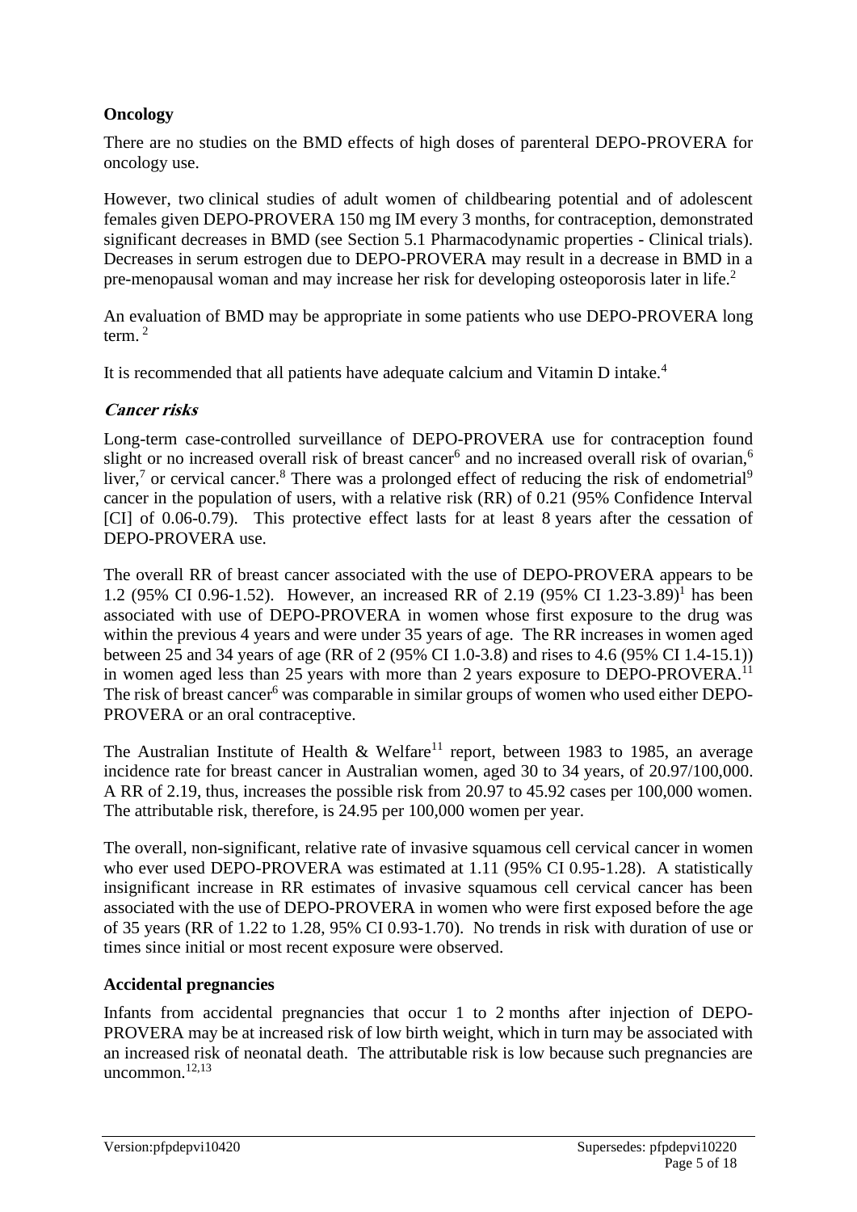**Oncology**

There are no studies on the BMD effects of high doses of parenteral DEPO-PROVERA for oncology use.

However, two clinical studies of adult women of childbearing potential and of adolescent females given DEPO-PROVERA 150 mg IM every 3 months, for contraception, demonstrated significant decreases in BMD (see Section 5.1 Pharmacodynamic properties - Clinical trials). Decreases in serum estrogen due to DEPO-PROVERA may result in a decrease in BMD in a pre-menopausal woman and may increase her risk for developing osteoporosis later in life.[2]

An evaluation of BMD may be appropriate in some patients who use DEPO-PROVERA long term.[2]

It is recommended that all patients have adequate calcium and Vitamin D intake.[4]

***Cancer risks***

Long-term case-controlled surveillance of DEPO-PROVERA use for contraception found slight or no increased overall risk of breast cancer[6] and no increased overall risk of ovarian,[6] liver,[7] or cervical cancer.[8] There was a prolonged effect of reducing the risk of endometrial[9] cancer in the population of users, with a relative risk (RR) of 0.21 (95% Confidence Interval [CI] of 0.06-0.79). This protective effect lasts for at least 8 years after the cessation of DEPO-PROVERA use.

The overall RR of breast cancer associated with the use of DEPO-PROVERA appears to be 1.2 (95% CI 0.96-1.52). However, an increased RR of 2.19 (95% CI 1.23-3.89)[1] has been associated with use of DEPO-PROVERA in women whose first exposure to the drug was within the previous 4 years and were under 35 years of age. The RR increases in women aged between 25 and 34 years of age (RR of 2 (95% CI 1.0-3.8) and rises to 4.6 (95% CI 1.4-15.1)) in women aged less than 25 years with more than 2 years exposure to DEPO-PROVERA.[11] The risk of breast cancer[6] was comparable in similar groups of women who used either DEPO-PROVERA or an oral contraceptive.

The Australian Institute of Health & Welfare[11] report, between 1983 to 1985, an average incidence rate for breast cancer in Australian women, aged 30 to 34 years, of 20.97/100,000. A RR of 2.19, thus, increases the possible risk from 20.97 to 45.92 cases per 100,000 women. The attributable risk, therefore, is 24.95 per 100,000 women per year.

The overall, non-significant, relative rate of invasive squamous cell cervical cancer in women who ever used DEPO-PROVERA was estimated at 1.11 (95% CI 0.95-1.28). A statistically insignificant increase in RR estimates of invasive squamous cell cervical cancer has been associated with the use of DEPO-PROVERA in women who were first exposed before the age of 35 years (RR of 1.22 to 1.28, 95% CI 0.93-1.70). No trends in risk with duration of use or times since initial or most recent exposure were observed.

**Accidental pregnancies**

Infants from accidental pregnancies that occur 1 to 2 months after injection of DEPO-PROVERA may be at increased risk of low birth weight, which in turn may be associated with an increased risk of neonatal death. The attributable risk is low because such pregnancies are uncommon.[12,13]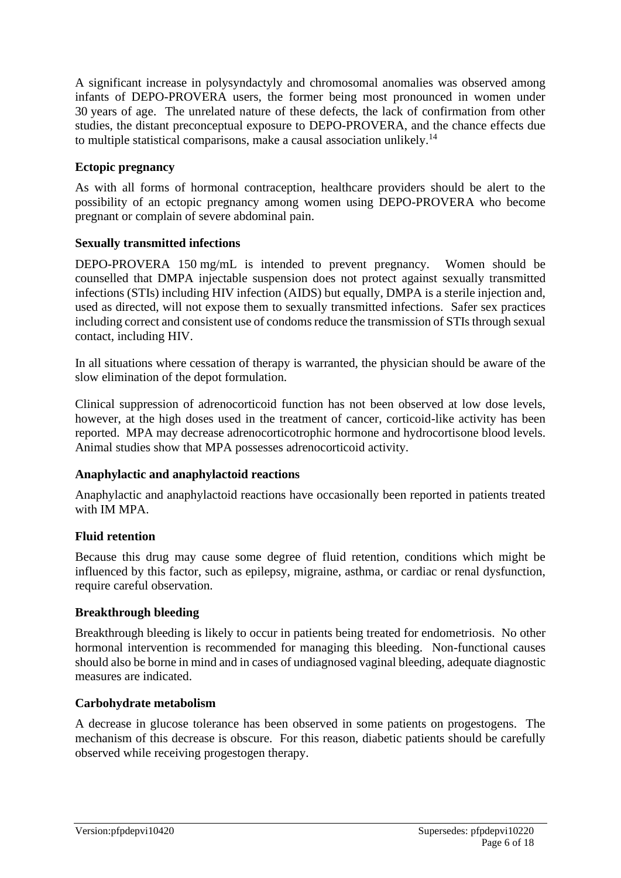A significant increase in polysyndactyly and chromosomal anomalies was observed among infants of DEPO-PROVERA users, the former being most pronounced in women under 30 years of age. The unrelated nature of these defects, the lack of confirmation from other studies, the distant preconceptual exposure to DEPO-PROVERA, and the chance effects due to multiple statistical comparisons, make a causal association unlikely.[14]

**Ectopic pregnancy**

As with all forms of hormonal contraception, healthcare providers should be alert to the possibility of an ectopic pregnancy among women using DEPO-PROVERA who become pregnant or complain of severe abdominal pain.

**Sexually transmitted infections**

DEPO-PROVERA 150 mg/mL is intended to prevent pregnancy. Women should be counselled that DMPA injectable suspension does not protect against sexually transmitted infections (STIs) including HIV infection (AIDS) but equally, DMPA is a sterile injection and, used as directed, will not expose them to sexually transmitted infections. Safer sex practices including correct and consistent use of condoms reduce the transmission of STIs through sexual contact, including HIV.

In all situations where cessation of therapy is warranted, the physician should be aware of the slow elimination of the depot formulation.

Clinical suppression of adrenocorticoid function has not been observed at low dose levels, however, at the high doses used in the treatment of cancer, corticoid-like activity has been reported. MPA may decrease adrenocorticotrophic hormone and hydrocortisone blood levels. Animal studies show that MPA possesses adrenocorticoid activity.

**Anaphylactic and anaphylactoid reactions**

Anaphylactic and anaphylactoid reactions have occasionally been reported in patients treated with IM MPA.

**Fluid retention**

Because this drug may cause some degree of fluid retention, conditions which might be influenced by this factor, such as epilepsy, migraine, asthma, or cardiac or renal dysfunction, require careful observation.

**Breakthrough bleeding**

Breakthrough bleeding is likely to occur in patients being treated for endometriosis. No other hormonal intervention is recommended for managing this bleeding. Non-functional causes should also be borne in mind and in cases of undiagnosed vaginal bleeding, adequate diagnostic measures are indicated.

**Carbohydrate metabolism**

A decrease in glucose tolerance has been observed in some patients on progestogens. The mechanism of this decrease is obscure. For this reason, diabetic patients should be carefully observed while receiving progestogen therapy.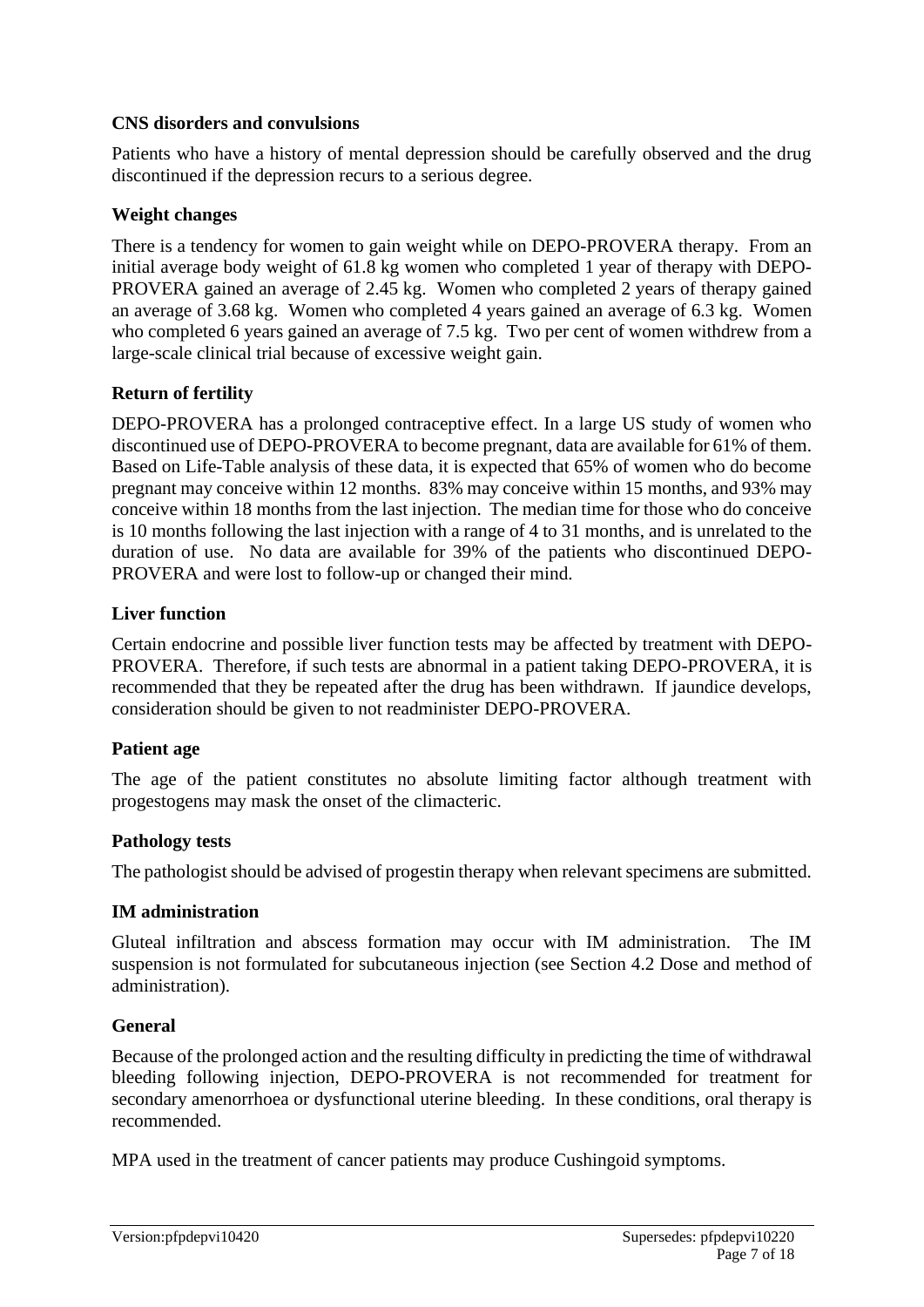**CNS disorders and convulsions**

Patients who have a history of mental depression should be carefully observed and the drug discontinued if the depression recurs to a serious degree.

**Weight changes**

There is a tendency for women to gain weight while on DEPO-PROVERA therapy. From an initial average body weight of 61.8 kg women who completed 1 year of therapy with DEPO-PROVERA gained an average of 2.45 kg. Women who completed 2 years of therapy gained an average of 3.68 kg. Women who completed 4 years gained an average of 6.3 kg. Women who completed 6 years gained an average of 7.5 kg. Two per cent of women withdrew from a large-scale clinical trial because of excessive weight gain.

**Return of fertility**

DEPO-PROVERA has a prolonged contraceptive effect. In a large US study of women who discontinued use of DEPO-PROVERA to become pregnant, data are available for 61% of them. Based on Life-Table analysis of these data, it is expected that 65% of women who do become pregnant may conceive within 12 months. 83% may conceive within 15 months, and 93% may conceive within 18 months from the last injection. The median time for those who do conceive is 10 months following the last injection with a range of 4 to 31 months, and is unrelated to the duration of use. No data are available for 39% of the patients who discontinued DEPO-PROVERA and were lost to follow-up or changed their mind.

**Liver function**

Certain endocrine and possible liver function tests may be affected by treatment with DEPO-PROVERA. Therefore, if such tests are abnormal in a patient taking DEPO-PROVERA, it is recommended that they be repeated after the drug has been withdrawn. If jaundice develops, consideration should be given to not readminister DEPO-PROVERA.

**Patient age**

The age of the patient constitutes no absolute limiting factor although treatment with progestogens may mask the onset of the climacteric.

**Pathology tests**

The pathologist should be advised of progestin therapy when relevant specimens are submitted.

**IM administration**

Gluteal infiltration and abscess formation may occur with IM administration. The IM suspension is not formulated for subcutaneous injection (see Section 4.2 Dose and method of administration).

**General**

Because of the prolonged action and the resulting difficulty in predicting the time of withdrawal bleeding following injection, DEPO-PROVERA is not recommended for treatment for secondary amenorrhoea or dysfunctional uterine bleeding. In these conditions, oral therapy is recommended.

MPA used in the treatment of cancer patients may produce Cushingoid symptoms.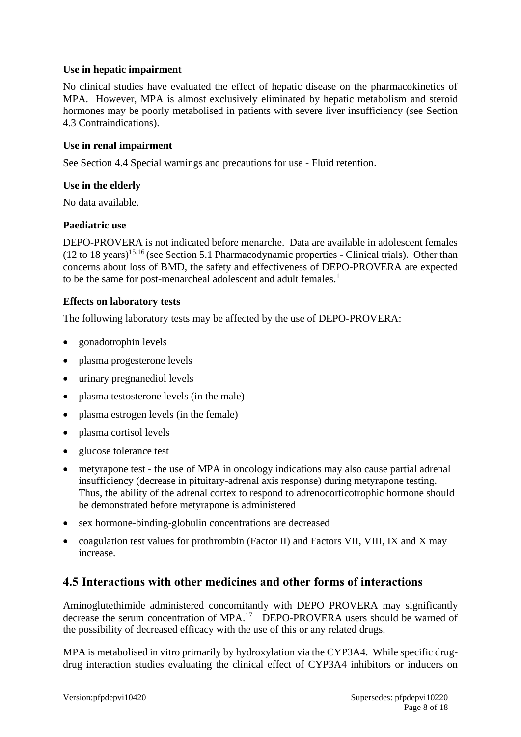**Use in hepatic impairment**

No clinical studies have evaluated the effect of hepatic disease on the pharmacokinetics of MPA. However, MPA is almost exclusively eliminated by hepatic metabolism and steroid hormones may be poorly metabolised in patients with severe liver insufficiency (see Section 4.3 Contraindications).

**Use in renal impairment**

See Section 4.4 Special warnings and precautions for use - Fluid retention.

**Use in the elderly**

No data available.

**Paediatric use**

DEPO-PROVERA is not indicated before menarche. Data are available in adolescent females (12 to 18 years)[15,16] (see Section 5.1 Pharmacodynamic properties - Clinical trials). Other than concerns about loss of BMD, the safety and effectiveness of DEPO-PROVERA are expected to be the same for post-menarcheal adolescent and adult females.[1]

**Effects on laboratory tests**

The following laboratory tests may be affected by the use of DEPO-PROVERA:

- gonadotrophin levels
- plasma progesterone levels
- urinary pregnanediol levels
- plasma testosterone levels (in the male)
- plasma estrogen levels (in the female)
- plasma cortisol levels
- glucose tolerance test
- metyrapone test - the use of MPA in oncology indications may also cause partial adrenal insufficiency (decrease in pituitary-adrenal axis response) during metyrapone testing. Thus, the ability of the adrenal cortex to respond to adrenocorticotrophic hormone should be demonstrated before metyrapone is administered
- sex hormone-binding-globulin concentrations are decreased
- coagulation test values for prothrombin (Factor II) and Factors VII, VIII, IX and X may increase.

## 4.5 Interactions with other medicines and other forms of interactions

Aminoglutethimide administered concomitantly with DEPO PROVERA may significantly decrease the serum concentration of MPA.[17] DEPO-PROVERA users should be warned of the possibility of decreased efficacy with the use of this or any related drugs.

MPA is metabolised in vitro primarily by hydroxylation via the CYP3A4. While specific drug-drug interaction studies evaluating the clinical effect of CYP3A4 inhibitors or inducers on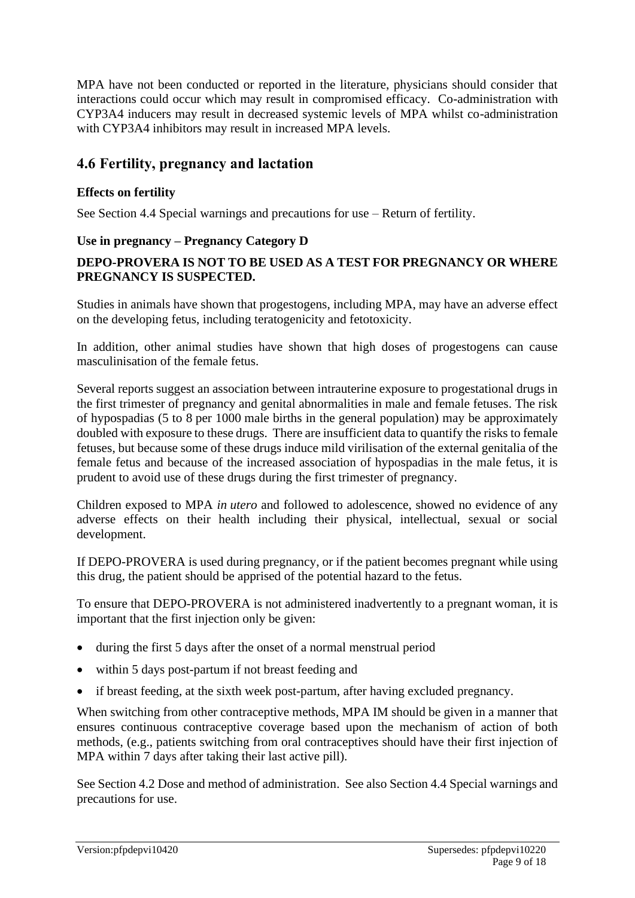MPA have not been conducted or reported in the literature, physicians should consider that interactions could occur which may result in compromised efficacy. Co-administration with CYP3A4 inducers may result in decreased systemic levels of MPA whilst co-administration with CYP3A4 inhibitors may result in increased MPA levels.

## 4.6 Fertility, pregnancy and lactation

### Effects on fertility

See Section 4.4 Special warnings and precautions for use – Return of fertility.

### Use in pregnancy – Pregnancy Category D

**DEPO-PROVERA IS NOT TO BE USED AS A TEST FOR PREGNANCY OR WHERE PREGNANCY IS SUSPECTED.**

Studies in animals have shown that progestogens, including MPA, may have an adverse effect on the developing fetus, including teratogenicity and fetotoxicity.

In addition, other animal studies have shown that high doses of progestogens can cause masculinisation of the female fetus.

Several reports suggest an association between intrauterine exposure to progestational drugs in the first trimester of pregnancy and genital abnormalities in male and female fetuses. The risk of hypospadias (5 to 8 per 1000 male births in the general population) may be approximately doubled with exposure to these drugs. There are insufficient data to quantify the risks to female fetuses, but because some of these drugs induce mild virilisation of the external genitalia of the female fetus and because of the increased association of hypospadias in the male fetus, it is prudent to avoid use of these drugs during the first trimester of pregnancy.

Children exposed to MPA *in utero* and followed to adolescence, showed no evidence of any adverse effects on their health including their physical, intellectual, sexual or social development.

If DEPO-PROVERA is used during pregnancy, or if the patient becomes pregnant while using this drug, the patient should be apprised of the potential hazard to the fetus.

To ensure that DEPO-PROVERA is not administered inadvertently to a pregnant woman, it is important that the first injection only be given:

- during the first 5 days after the onset of a normal menstrual period
- within 5 days post-partum if not breast feeding and
- if breast feeding, at the sixth week post-partum, after having excluded pregnancy.

When switching from other contraceptive methods, MPA IM should be given in a manner that ensures continuous contraceptive coverage based upon the mechanism of action of both methods, (e.g., patients switching from oral contraceptives should have their first injection of MPA within 7 days after taking their last active pill).

See Section 4.2 Dose and method of administration. See also Section 4.4 Special warnings and precautions for use.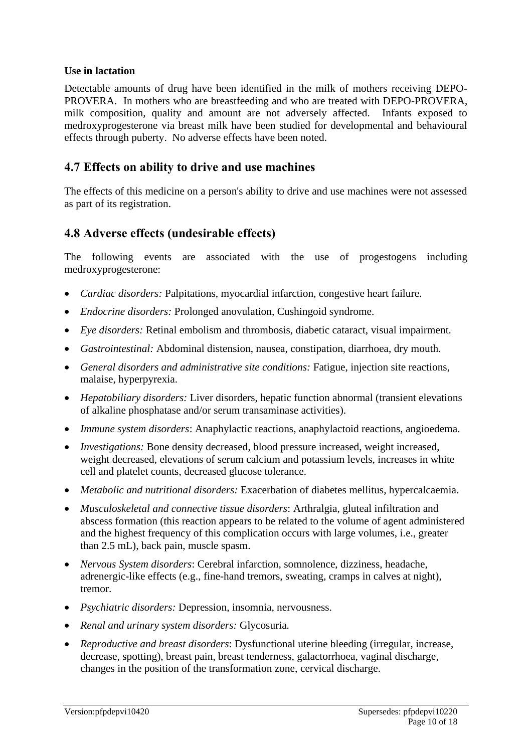**Use in lactation**

Detectable amounts of drug have been identified in the milk of mothers receiving DEPO-PROVERA. In mothers who are breastfeeding and who are treated with DEPO-PROVERA, milk composition, quality and amount are not adversely affected. Infants exposed to medroxyprogesterone via breast milk have been studied for developmental and behavioural effects through puberty. No adverse effects have been noted.

## 4.7 Effects on ability to drive and use machines

The effects of this medicine on a person's ability to drive and use machines were not assessed as part of its registration.

## 4.8 Adverse effects (undesirable effects)

The following events are associated with the use of progestogens including medroxyprogesterone:

- *Cardiac disorders:* Palpitations, myocardial infarction, congestive heart failure.
- *Endocrine disorders:* Prolonged anovulation, Cushingoid syndrome.
- *Eye disorders:* Retinal embolism and thrombosis, diabetic cataract, visual impairment.
- *Gastrointestinal:* Abdominal distension, nausea, constipation, diarrhoea, dry mouth.
- *General disorders and administrative site conditions:* Fatigue, injection site reactions, malaise, hyperpyrexia.
- *Hepatobiliary disorders:* Liver disorders, hepatic function abnormal (transient elevations of alkaline phosphatase and/or serum transaminase activities).
- *Immune system disorders*: Anaphylactic reactions, anaphylactoid reactions, angioedema.
- *Investigations:* Bone density decreased, blood pressure increased, weight increased, weight decreased, elevations of serum calcium and potassium levels, increases in white cell and platelet counts, decreased glucose tolerance.
- *Metabolic and nutritional disorders:* Exacerbation of diabetes mellitus, hypercalcaemia.
- *Musculoskeletal and connective tissue disorders*: Arthralgia, gluteal infiltration and abscess formation (this reaction appears to be related to the volume of agent administered and the highest frequency of this complication occurs with large volumes, i.e., greater than 2.5 mL), back pain, muscle spasm.
- *Nervous System disorders*: Cerebral infarction, somnolence, dizziness, headache, adrenergic-like effects (e.g., fine-hand tremors, sweating, cramps in calves at night), tremor.
- *Psychiatric disorders:* Depression, insomnia, nervousness.
- *Renal and urinary system disorders:* Glycosuria.
- *Reproductive and breast disorders*: Dysfunctional uterine bleeding (irregular, increase, decrease, spotting), breast pain, breast tenderness, galactorrhoea, vaginal discharge, changes in the position of the transformation zone, cervical discharge.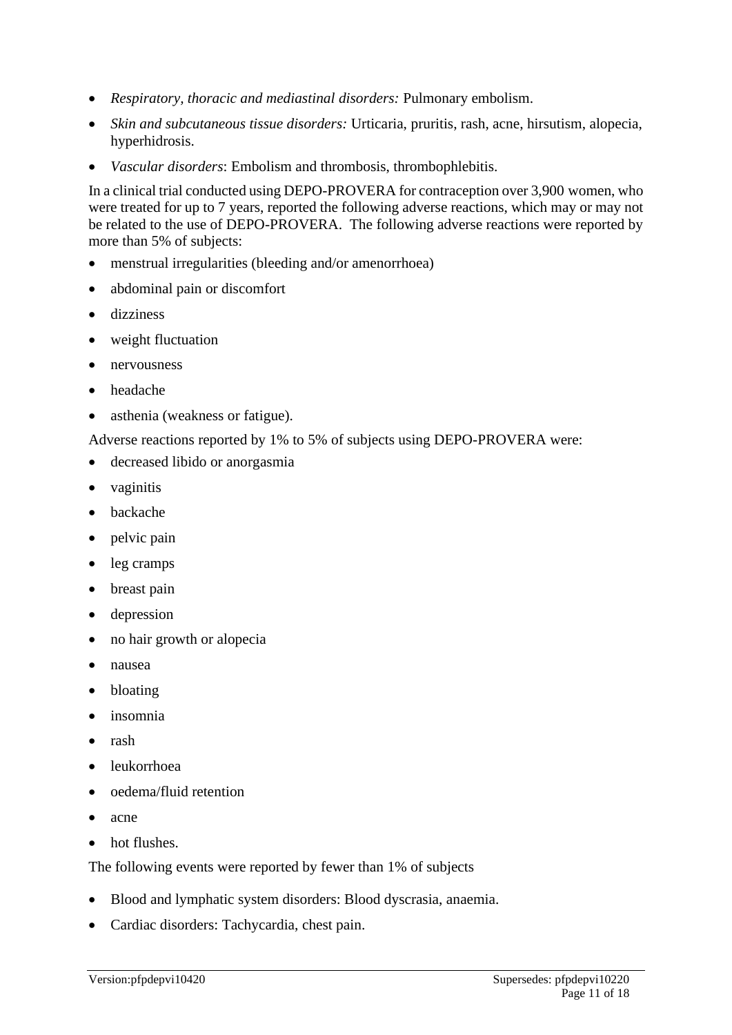- *Respiratory, thoracic and mediastinal disorders:* Pulmonary embolism.
- *Skin and subcutaneous tissue disorders:* Urticaria, pruritis, rash, acne, hirsutism, alopecia, hyperhidrosis.
- *Vascular disorders*: Embolism and thrombosis, thrombophlebitis.

In a clinical trial conducted using DEPO-PROVERA for contraception over 3,900 women, who were treated for up to 7 years, reported the following adverse reactions, which may or may not be related to the use of DEPO-PROVERA. The following adverse reactions were reported by more than 5% of subjects:

- menstrual irregularities (bleeding and/or amenorrhoea)
- abdominal pain or discomfort
- dizziness
- weight fluctuation
- nervousness
- headache
- asthenia (weakness or fatigue).

Adverse reactions reported by 1% to 5% of subjects using DEPO-PROVERA were:

- decreased libido or anorgasmia
- vaginitis
- backache
- pelvic pain
- leg cramps
- breast pain
- depression
- no hair growth or alopecia
- nausea
- bloating
- insomnia
- rash
- leukorrhoea
- oedema/fluid retention
- acne
- hot flushes.

The following events were reported by fewer than 1% of subjects

- Blood and lymphatic system disorders: Blood dyscrasia, anaemia.
- Cardiac disorders: Tachycardia, chest pain.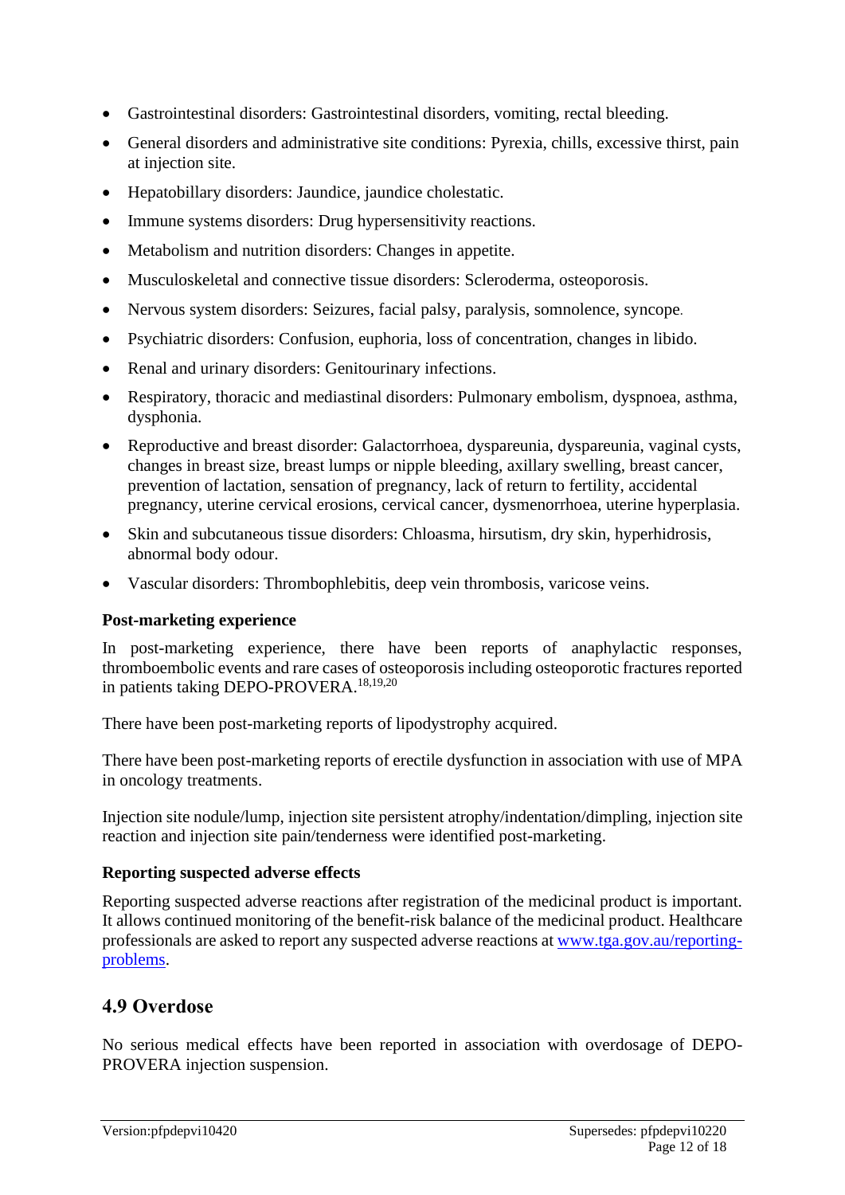- Gastrointestinal disorders: Gastrointestinal disorders, vomiting, rectal bleeding.
- General disorders and administrative site conditions: Pyrexia, chills, excessive thirst, pain at injection site.
- Hepatobillary disorders: Jaundice, jaundice cholestatic.
- Immune systems disorders: Drug hypersensitivity reactions.
- Metabolism and nutrition disorders: Changes in appetite.
- Musculoskeletal and connective tissue disorders: Scleroderma, osteoporosis.
- Nervous system disorders: Seizures, facial palsy, paralysis, somnolence, syncope.
- Psychiatric disorders: Confusion, euphoria, loss of concentration, changes in libido.
- Renal and urinary disorders: Genitourinary infections.
- Respiratory, thoracic and mediastinal disorders: Pulmonary embolism, dyspnoea, asthma, dysphonia.
- Reproductive and breast disorder: Galactorrhoea, dyspareunia, dyspareunia, vaginal cysts, changes in breast size, breast lumps or nipple bleeding, axillary swelling, breast cancer, prevention of lactation, sensation of pregnancy, lack of return to fertility, accidental pregnancy, uterine cervical erosions, cervical cancer, dysmenorrhoea, uterine hyperplasia.
- Skin and subcutaneous tissue disorders: Chloasma, hirsutism, dry skin, hyperhidrosis, abnormal body odour.
- Vascular disorders: Thrombophlebitis, deep vein thrombosis, varicose veins.

**Post-marketing experience**

In post-marketing experience, there have been reports of anaphylactic responses, thromboembolic events and rare cases of osteoporosis including osteoporotic fractures reported in patients taking DEPO-PROVERA.[18,19,20]

There have been post-marketing reports of lipodystrophy acquired.

There have been post-marketing reports of erectile dysfunction in association with use of MPA in oncology treatments.

Injection site nodule/lump, injection site persistent atrophy/indentation/dimpling, injection site reaction and injection site pain/tenderness were identified post-marketing.

**Reporting suspected adverse effects**

Reporting suspected adverse reactions after registration of the medicinal product is important. It allows continued monitoring of the benefit-risk balance of the medicinal product. Healthcare professionals are asked to report any suspected adverse reactions at [www.tga.gov.au/reporting-problems](http://www.tga.gov.au/reporting-problems).

## 4.9 Overdose

No serious medical effects have been reported in association with overdosage of DEPO-PROVERA injection suspension.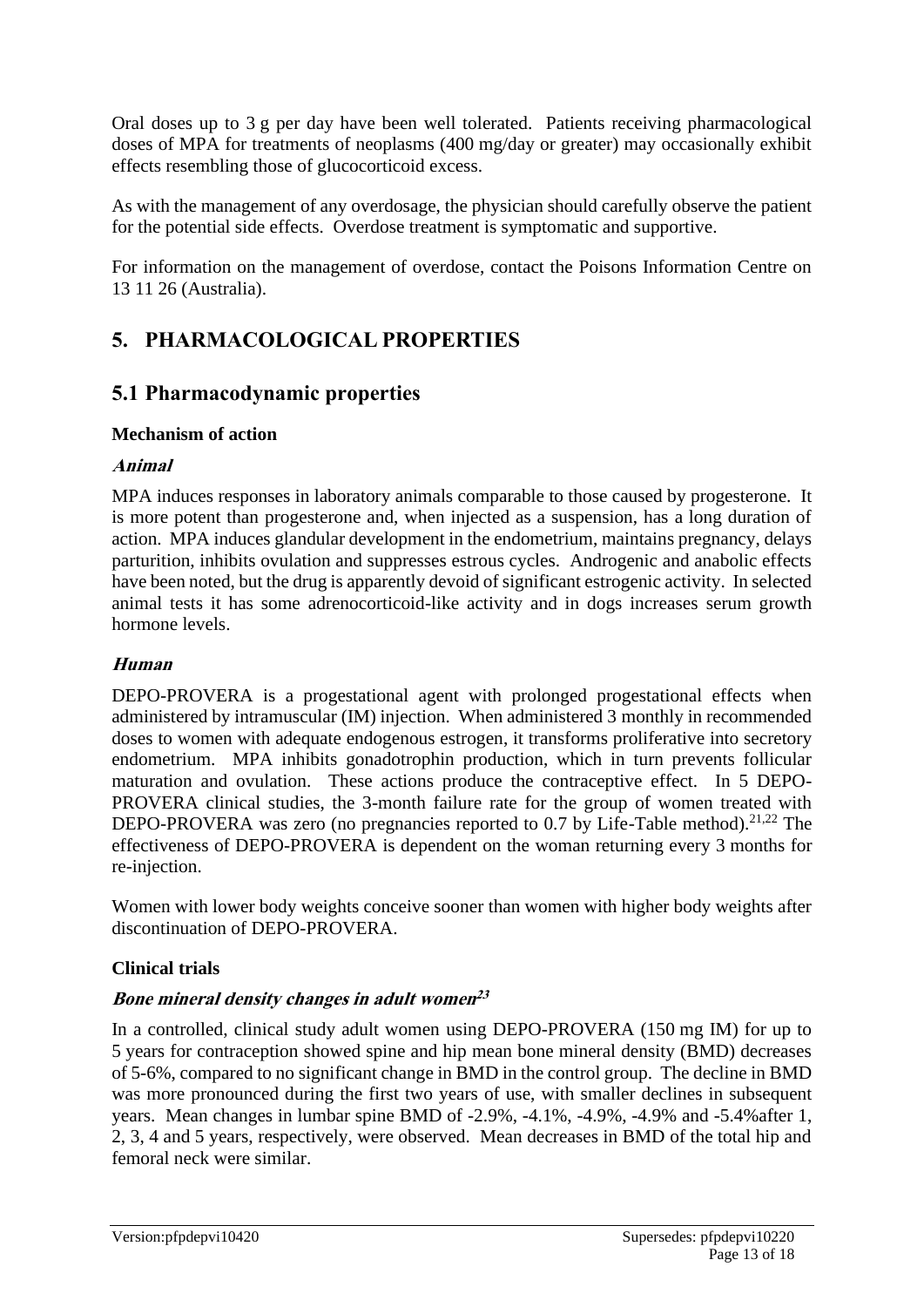Oral doses up to 3 g per day have been well tolerated. Patients receiving pharmacological doses of MPA for treatments of neoplasms (400 mg/day or greater) may occasionally exhibit effects resembling those of glucocorticoid excess.

As with the management of any overdosage, the physician should carefully observe the patient for the potential side effects. Overdose treatment is symptomatic and supportive.

For information on the management of overdose, contact the Poisons Information Centre on 13 11 26 (Australia).

# 5. PHARMACOLOGICAL PROPERTIES

## 5.1 Pharmacodynamic properties

### Mechanism of action

#### *Animal*

MPA induces responses in laboratory animals comparable to those caused by progesterone. It is more potent than progesterone and, when injected as a suspension, has a long duration of action. MPA induces glandular development in the endometrium, maintains pregnancy, delays parturition, inhibits ovulation and suppresses estrous cycles. Androgenic and anabolic effects have been noted, but the drug is apparently devoid of significant estrogenic activity. In selected animal tests it has some adrenocorticoid-like activity and in dogs increases serum growth hormone levels.

#### *Human*

DEPO-PROVERA is a progestational agent with prolonged progestational effects when administered by intramuscular (IM) injection. When administered 3 monthly in recommended doses to women with adequate endogenous estrogen, it transforms proliferative into secretory endometrium. MPA inhibits gonadotrophin production, which in turn prevents follicular maturation and ovulation. These actions produce the contraceptive effect. In 5 DEPO-PROVERA clinical studies, the 3-month failure rate for the group of women treated with DEPO-PROVERA was zero (no pregnancies reported to 0.7 by Life-Table method).[21,22] The effectiveness of DEPO-PROVERA is dependent on the woman returning every 3 months for re-injection.

Women with lower body weights conceive sooner than women with higher body weights after discontinuation of DEPO-PROVERA.

### Clinical trials

#### *Bone mineral density changes in adult women*[23]

In a controlled, clinical study adult women using DEPO-PROVERA (150 mg IM) for up to 5 years for contraception showed spine and hip mean bone mineral density (BMD) decreases of 5-6%, compared to no significant change in BMD in the control group. The decline in BMD was more pronounced during the first two years of use, with smaller declines in subsequent years. Mean changes in lumbar spine BMD of -2.9%, -4.1%, -4.9%, -4.9% and -5.4%after 1, 2, 3, 4 and 5 years, respectively, were observed. Mean decreases in BMD of the total hip and femoral neck were similar.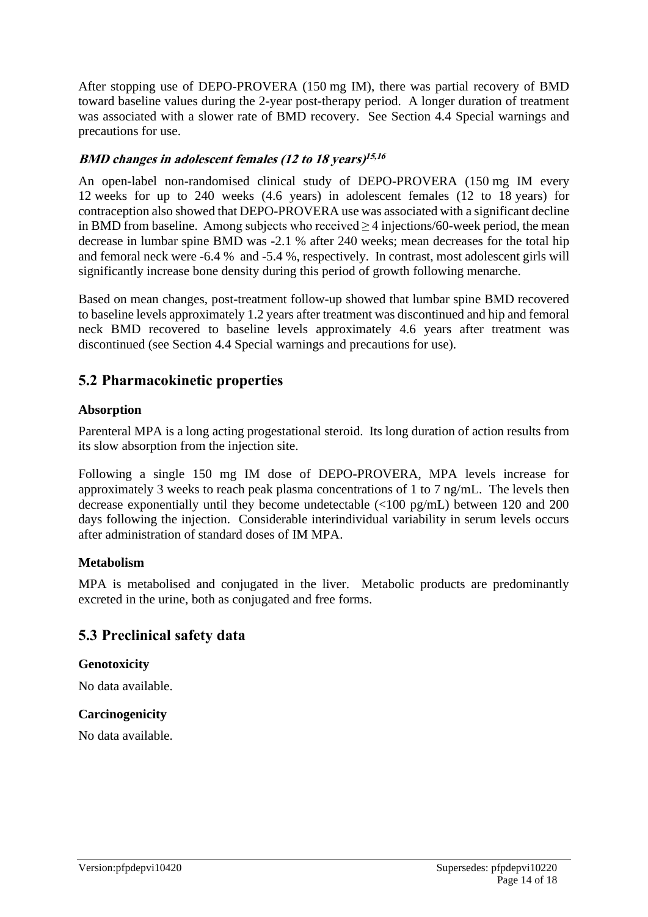After stopping use of DEPO-PROVERA (150 mg IM), there was partial recovery of BMD toward baseline values during the 2-year post-therapy period. A longer duration of treatment was associated with a slower rate of BMD recovery. See Section 4.4 Special warnings and precautions for use.

#### *BMD changes in adolescent females (12 to 18 years)*[15,16]

An open-label non-randomised clinical study of DEPO-PROVERA (150 mg IM every 12 weeks for up to 240 weeks (4.6 years) in adolescent females (12 to 18 years) for contraception also showed that DEPO-PROVERA use was associated with a significant decline in BMD from baseline. Among subjects who received ≥ 4 injections/60-week period, the mean decrease in lumbar spine BMD was -2.1 % after 240 weeks; mean decreases for the total hip and femoral neck were -6.4 % and -5.4 %, respectively. In contrast, most adolescent girls will significantly increase bone density during this period of growth following menarche.

Based on mean changes, post-treatment follow-up showed that lumbar spine BMD recovered to baseline levels approximately 1.2 years after treatment was discontinued and hip and femoral neck BMD recovered to baseline levels approximately 4.6 years after treatment was discontinued (see Section 4.4 Special warnings and precautions for use).

## 5.2 Pharmacokinetic properties

### Absorption

Parenteral MPA is a long acting progestational steroid. Its long duration of action results from its slow absorption from the injection site.

Following a single 150 mg IM dose of DEPO-PROVERA, MPA levels increase for approximately 3 weeks to reach peak plasma concentrations of 1 to 7 ng/mL. The levels then decrease exponentially until they become undetectable (<100 pg/mL) between 120 and 200 days following the injection. Considerable interindividual variability in serum levels occurs after administration of standard doses of IM MPA.

### Metabolism

MPA is metabolised and conjugated in the liver. Metabolic products are predominantly excreted in the urine, both as conjugated and free forms.

## 5.3 Preclinical safety data

### Genotoxicity

No data available.

### Carcinogenicity

No data available.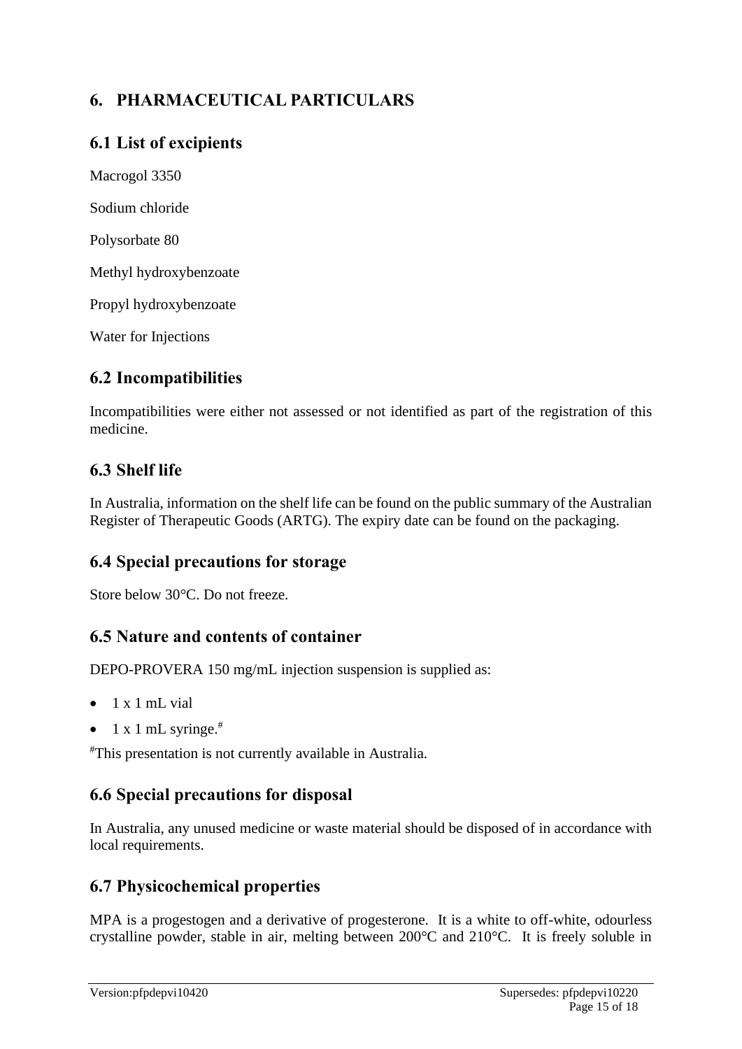# 6. PHARMACEUTICAL PARTICULARS

## 6.1 List of excipients

Macrogol 3350

Sodium chloride

Polysorbate 80

Methyl hydroxybenzoate

Propyl hydroxybenzoate

Water for Injections

## 6.2 Incompatibilities

Incompatibilities were either not assessed or not identified as part of the registration of this medicine.

## 6.3 Shelf life

In Australia, information on the shelf life can be found on the public summary of the Australian Register of Therapeutic Goods (ARTG). The expiry date can be found on the packaging.

## 6.4 Special precautions for storage

Store below 30°C. Do not freeze.

## 6.5 Nature and contents of container

DEPO-PROVERA 150 mg/mL injection suspension is supplied as:

- 1 x 1 mL vial
- 1 x 1 mL syringe.#

#This presentation is not currently available in Australia.

## 6.6 Special precautions for disposal

In Australia, any unused medicine or waste material should be disposed of in accordance with local requirements.

## 6.7 Physicochemical properties

MPA is a progestogen and a derivative of progesterone. It is a white to off-white, odourless crystalline powder, stable in air, melting between 200°C and 210°C. It is freely soluble in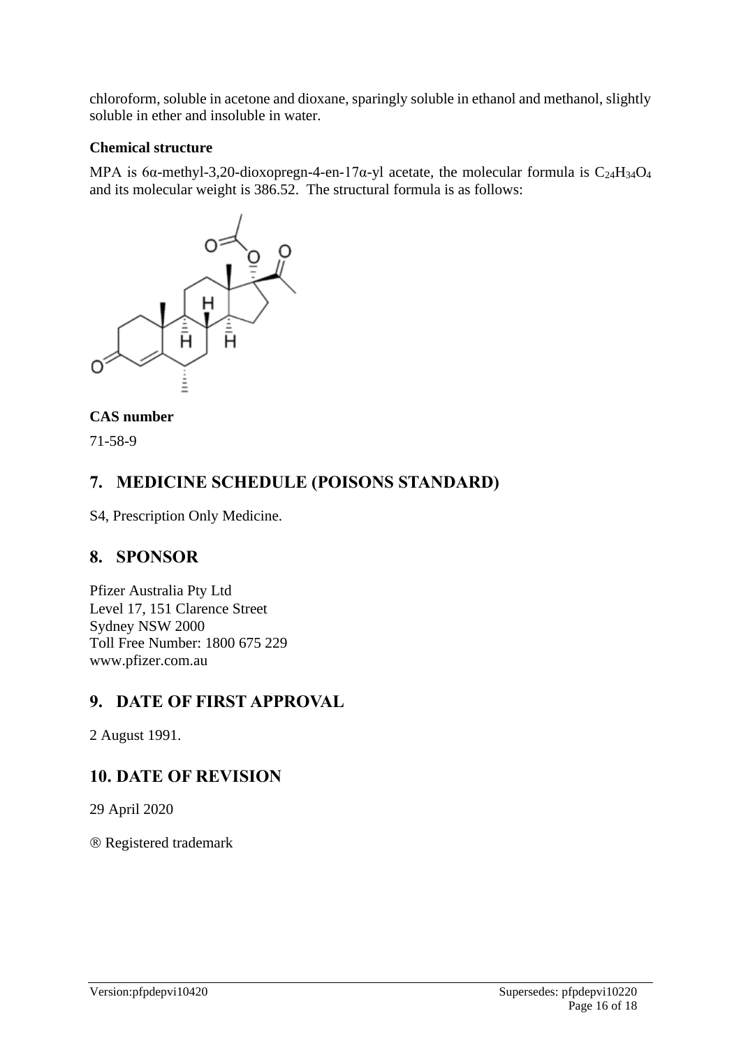chloroform, soluble in acetone and dioxane, sparingly soluble in ethanol and methanol, slightly soluble in ether and insoluble in water.

**Chemical structure**

MPA is 6α-methyl-3,20-dioxopregn-4-en-17α-yl acetate, the molecular formula is $C_{24}H_{34}O_4$ and its molecular weight is 386.52. The structural formula is as follows:

**CAS number**

71-58-9

## 7. MEDICINE SCHEDULE (POISONS STANDARD)

S4, Prescription Only Medicine.

## 8. SPONSOR

Pfizer Australia Pty Ltd
Level 17, 151 Clarence Street
Sydney NSW 2000
Toll Free Number: 1800 675 229
www.pfizer.com.au

## 9. DATE OF FIRST APPROVAL

2 August 1991.

## 10. DATE OF REVISION

29 April 2020

® Registered trademark

Version:pfpdepvi10420 Supersedes: pfpdepvi10220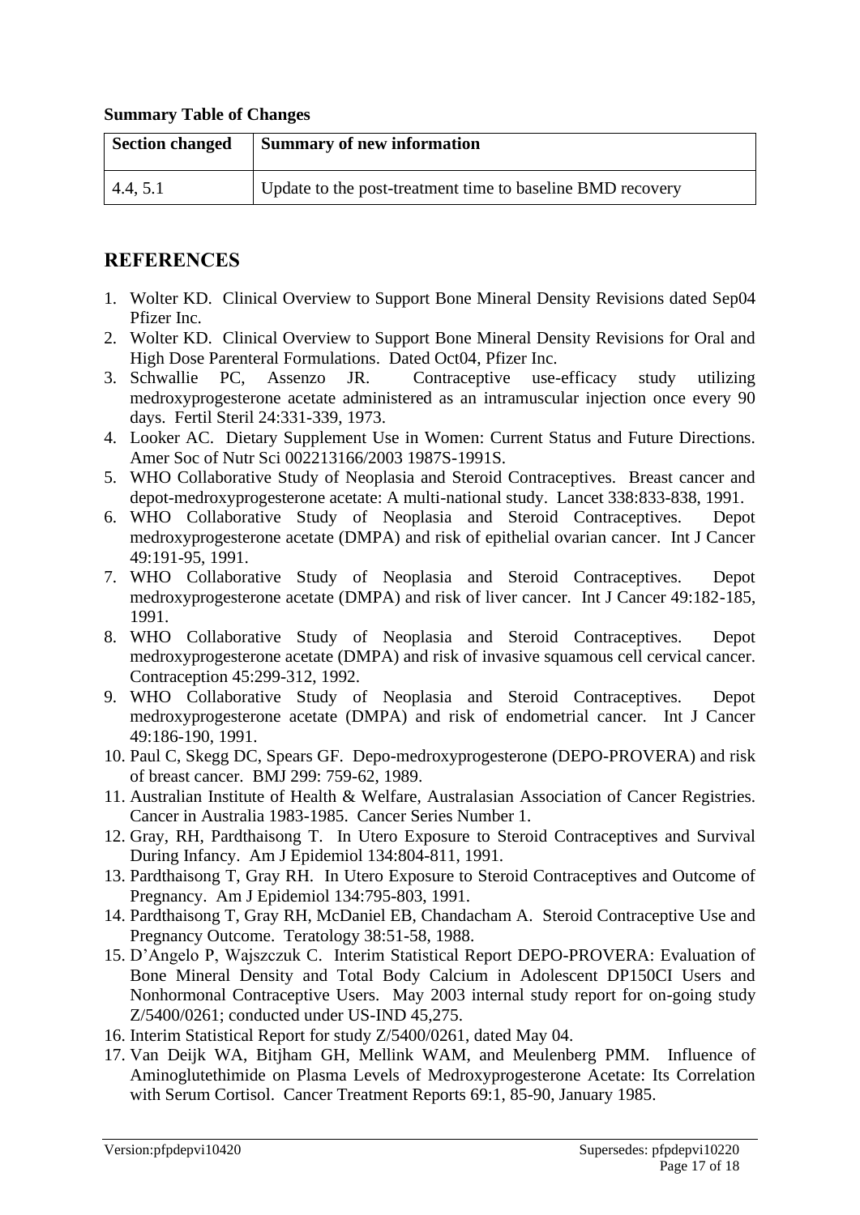**Summary Table of Changes**

| Section changed | Summary of new information |
| --- | --- |
| 4.4, 5.1 | Update to the post-treatment time to baseline BMD recovery |

## REFERENCES

1. Wolter KD. Clinical Overview to Support Bone Mineral Density Revisions dated Sep04 Pfizer Inc.
2. Wolter KD. Clinical Overview to Support Bone Mineral Density Revisions for Oral and High Dose Parenteral Formulations. Dated Oct04, Pfizer Inc.
3. Schwallie PC, Assenzo JR. Contraceptive use-efficacy study utilizing medroxyprogesterone acetate administered as an intramuscular injection once every 90 days. Fertil Steril 24:331-339, 1973.
4. Looker AC. Dietary Supplement Use in Women: Current Status and Future Directions. Amer Soc of Nutr Sci 002213166/2003 1987S-1991S.
5. WHO Collaborative Study of Neoplasia and Steroid Contraceptives. Breast cancer and depot-medroxyprogesterone acetate: A multi-national study. Lancet 338:833-838, 1991.
6. WHO Collaborative Study of Neoplasia and Steroid Contraceptives. Depot medroxyprogesterone acetate (DMPA) and risk of epithelial ovarian cancer. Int J Cancer 49:191-95, 1991.
7. WHO Collaborative Study of Neoplasia and Steroid Contraceptives. Depot medroxyprogesterone acetate (DMPA) and risk of liver cancer. Int J Cancer 49:182-185, 1991.
8. WHO Collaborative Study of Neoplasia and Steroid Contraceptives. Depot medroxyprogesterone acetate (DMPA) and risk of invasive squamous cell cervical cancer. Contraception 45:299-312, 1992.
9. WHO Collaborative Study of Neoplasia and Steroid Contraceptives. Depot medroxyprogesterone acetate (DMPA) and risk of endometrial cancer. Int J Cancer 49:186-190, 1991.
10. Paul C, Skegg DC, Spears GF. Depo-medroxyprogesterone (DEPO-PROVERA) and risk of breast cancer. BMJ 299: 759-62, 1989.
11. Australian Institute of Health & Welfare, Australasian Association of Cancer Registries. Cancer in Australia 1983-1985. Cancer Series Number 1.
12. Gray, RH, Pardthaisong T. In Utero Exposure to Steroid Contraceptives and Survival During Infancy. Am J Epidemiol 134:804-811, 1991.
13. Pardthaisong T, Gray RH. In Utero Exposure to Steroid Contraceptives and Outcome of Pregnancy. Am J Epidemiol 134:795-803, 1991.
14. Pardthaisong T, Gray RH, McDaniel EB, Chandacham A. Steroid Contraceptive Use and Pregnancy Outcome. Teratology 38:51-58, 1988.
15. D'Angelo P, Wajszczuk C. Interim Statistical Report DEPO-PROVERA: Evaluation of Bone Mineral Density and Total Body Calcium in Adolescent DP150CI Users and Nonhormonal Contraceptive Users. May 2003 internal study report for on-going study Z/5400/0261; conducted under US-IND 45,275.
16. Interim Statistical Report for study Z/5400/0261, dated May 04.
17. Van Deijk WA, Bitjham GH, Mellink WAM, and Meulenberg PMM. Influence of Aminoglutethimide on Plasma Levels of Medroxyprogesterone Acetate: Its Correlation with Serum Cortisol. Cancer Treatment Reports 69:1, 85-90, January 1985.

Version:pfpdepvi10420 Supersedes: pfpdepvi10220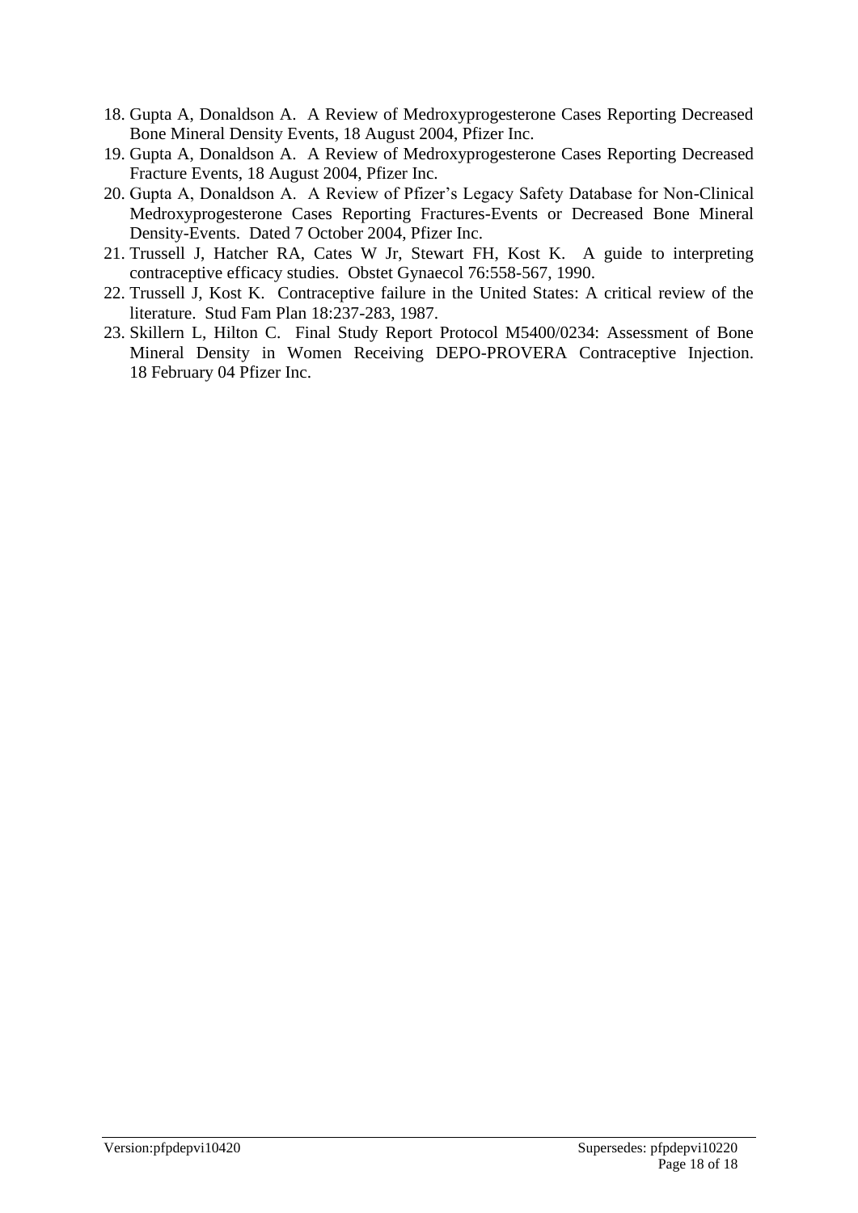18. Gupta A, Donaldson A. A Review of Medroxyprogesterone Cases Reporting Decreased Bone Mineral Density Events, 18 August 2004, Pfizer Inc.
19. Gupta A, Donaldson A. A Review of Medroxyprogesterone Cases Reporting Decreased Fracture Events, 18 August 2004, Pfizer Inc.
20. Gupta A, Donaldson A. A Review of Pfizer's Legacy Safety Database for Non-Clinical Medroxyprogesterone Cases Reporting Fractures-Events or Decreased Bone Mineral Density-Events. Dated 7 October 2004, Pfizer Inc.
21. Trussell J, Hatcher RA, Cates W Jr, Stewart FH, Kost K. A guide to interpreting contraceptive efficacy studies. Obstet Gynaecol 76:558-567, 1990.
22. Trussell J, Kost K. Contraceptive failure in the United States: A critical review of the literature. Stud Fam Plan 18:237-283, 1987.
23. Skillern L, Hilton C. Final Study Report Protocol M5400/0234: Assessment of Bone Mineral Density in Women Receiving DEPO-PROVERA Contraceptive Injection. 18 February 04 Pfizer Inc.